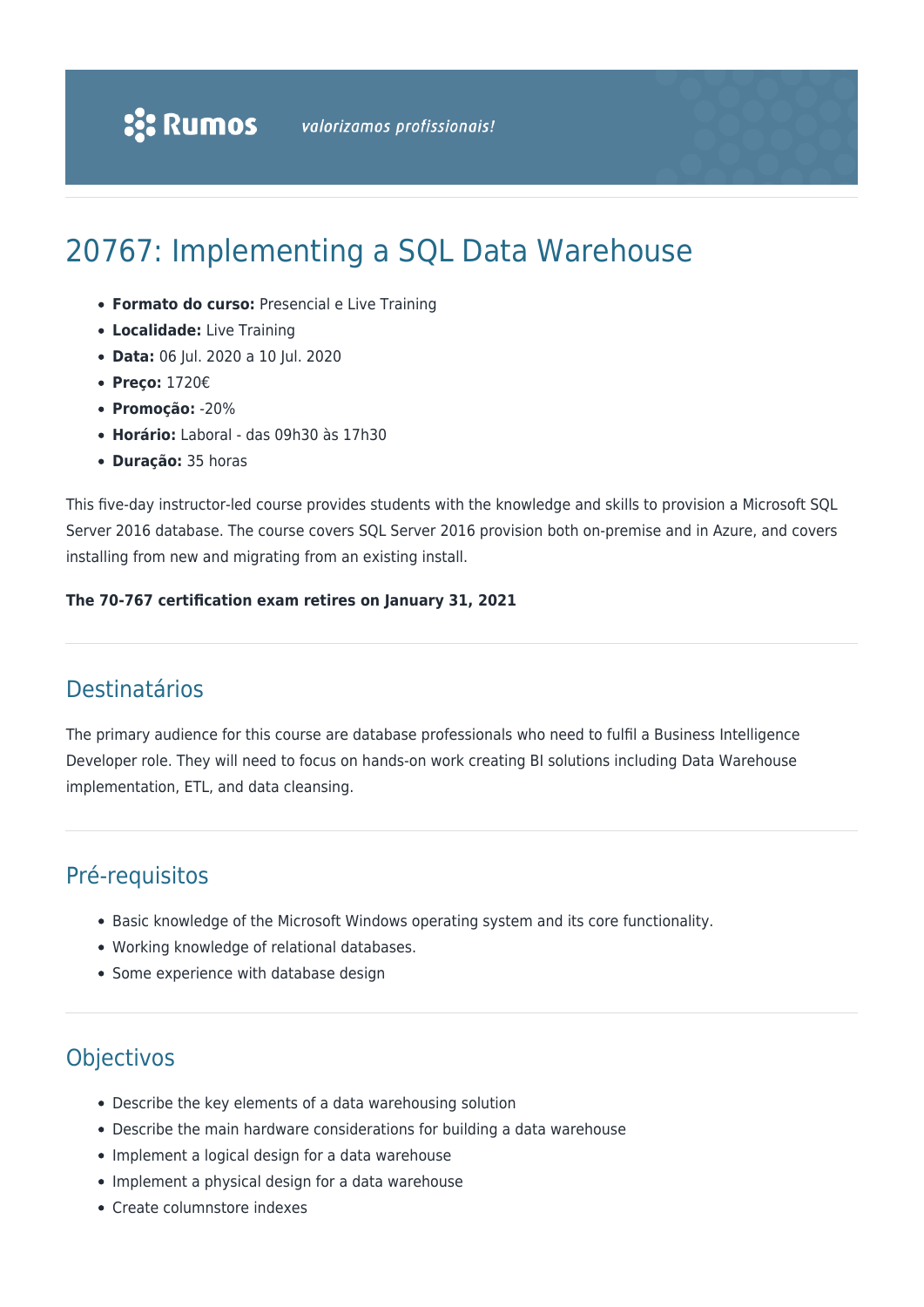Rumos valorizamos profissionais!

# 20767: Implementing a SQL Data Warehouse

- **Formato do curso:** Presencial e Live Training
- **Localidade:** Live Training
- **Data:** 06 Jul. 2020 a 10 Jul. 2020
- **Preço:** 1720€
- **Promoção:** -20%
- **Horário:** Laboral - das 09h30 às 17h30
- **Duração:** 35 horas

This five-day instructor-led course provides students with the knowledge and skills to provision a Microsoft SQL Server 2016 database. The course covers SQL Server 2016 provision both on-premise and in Azure, and covers installing from new and migrating from an existing install.

**The 70-767 certification exam retires on January 31, 2021**

## Destinatários

The primary audience for this course are database professionals who need to fulfil a Business Intelligence Developer role. They will need to focus on hands-on work creating BI solutions including Data Warehouse implementation, ETL, and data cleansing.

## Pré-requisitos

- Basic knowledge of the Microsoft Windows operating system and its core functionality.
- Working knowledge of relational databases.
- Some experience with database design

## Objectivos

- Describe the key elements of a data warehousing solution
- Describe the main hardware considerations for building a data warehouse
- Implement a logical design for a data warehouse
- Implement a physical design for a data warehouse
- Create columnstore indexes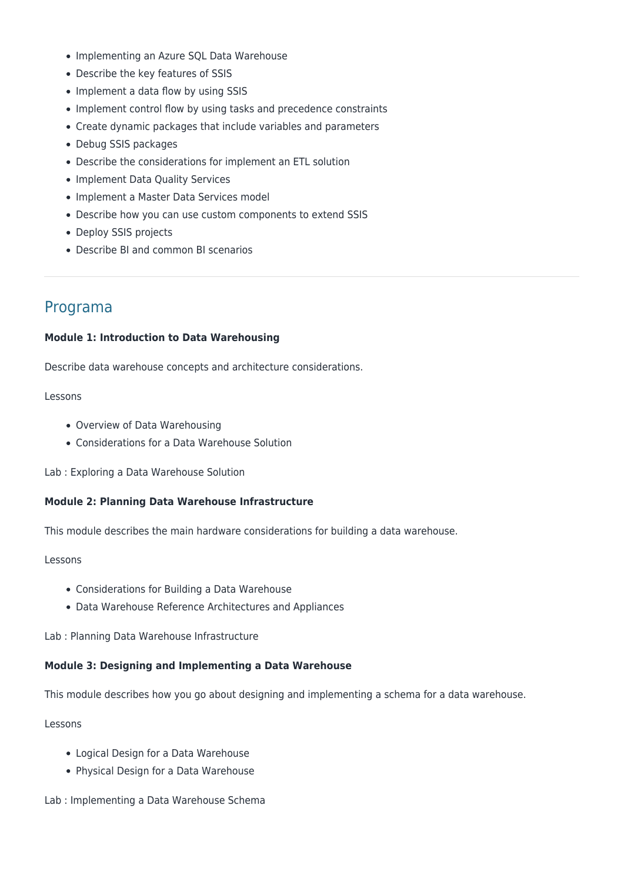- Implementing an Azure SQL Data Warehouse
- Describe the key features of SSIS
- Implement a data flow by using SSIS
- Implement control flow by using tasks and precedence constraints
- Create dynamic packages that include variables and parameters
- Debug SSIS packages
- Describe the considerations for implement an ETL solution
- Implement Data Quality Services
- Implement a Master Data Services model
- Describe how you can use custom components to extend SSIS
- Deploy SSIS projects
- Describe BI and common BI scenarios

---

## Programa

**Module 1: Introduction to Data Warehousing**

Describe data warehouse concepts and architecture considerations.

Lessons

- Overview of Data Warehousing
- Considerations for a Data Warehouse Solution

Lab : Exploring a Data Warehouse Solution

**Module 2: Planning Data Warehouse Infrastructure**

This module describes the main hardware considerations for building a data warehouse.

Lessons

- Considerations for Building a Data Warehouse
- Data Warehouse Reference Architectures and Appliances

Lab : Planning Data Warehouse Infrastructure

**Module 3: Designing and Implementing a Data Warehouse**

This module describes how you go about designing and implementing a schema for a data warehouse.

Lessons

- Logical Design for a Data Warehouse
- Physical Design for a Data Warehouse

Lab : Implementing a Data Warehouse Schema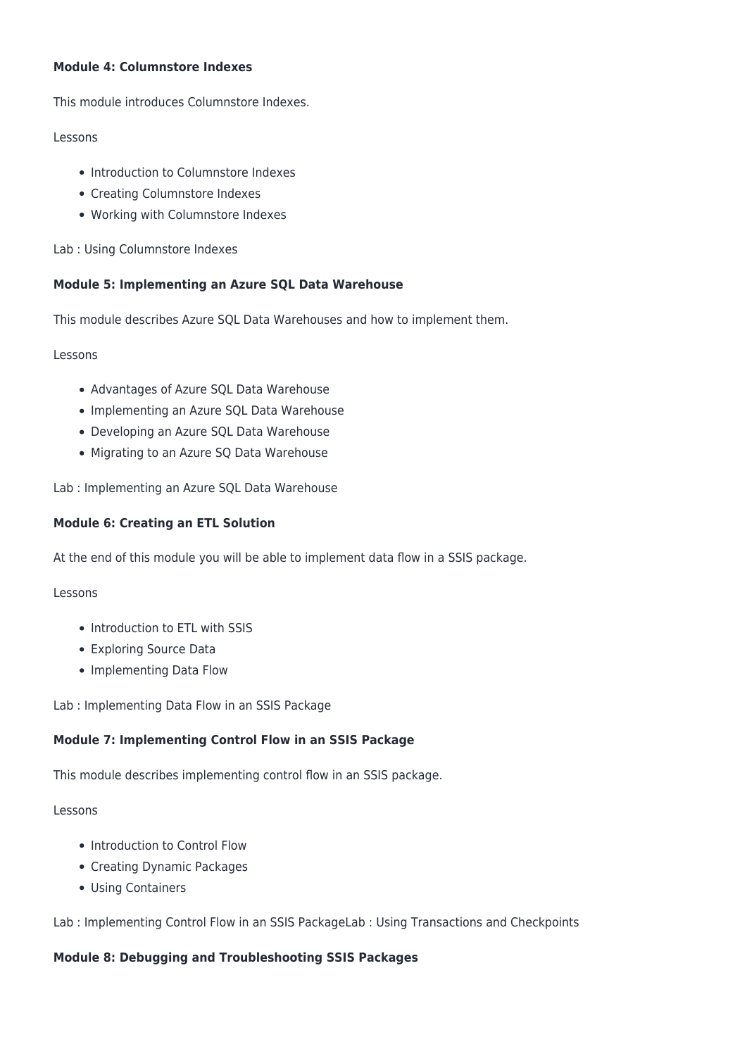**Module 4: Columnstore Indexes**

This module introduces Columnstore Indexes.

Lessons

- Introduction to Columnstore Indexes
- Creating Columnstore Indexes
- Working with Columnstore Indexes

Lab : Using Columnstore Indexes

**Module 5: Implementing an Azure SQL Data Warehouse**

This module describes Azure SQL Data Warehouses and how to implement them.

Lessons

- Advantages of Azure SQL Data Warehouse
- Implementing an Azure SQL Data Warehouse
- Developing an Azure SQL Data Warehouse
- Migrating to an Azure SQ Data Warehouse

Lab : Implementing an Azure SQL Data Warehouse

**Module 6: Creating an ETL Solution**

At the end of this module you will be able to implement data flow in a SSIS package.

Lessons

- Introduction to ETL with SSIS
- Exploring Source Data
- Implementing Data Flow

Lab : Implementing Data Flow in an SSIS Package

**Module 7: Implementing Control Flow in an SSIS Package**

This module describes implementing control flow in an SSIS package.

Lessons

- Introduction to Control Flow
- Creating Dynamic Packages
- Using Containers

Lab : Implementing Control Flow in an SSIS PackageLab : Using Transactions and Checkpoints

**Module 8: Debugging and Troubleshooting SSIS Packages**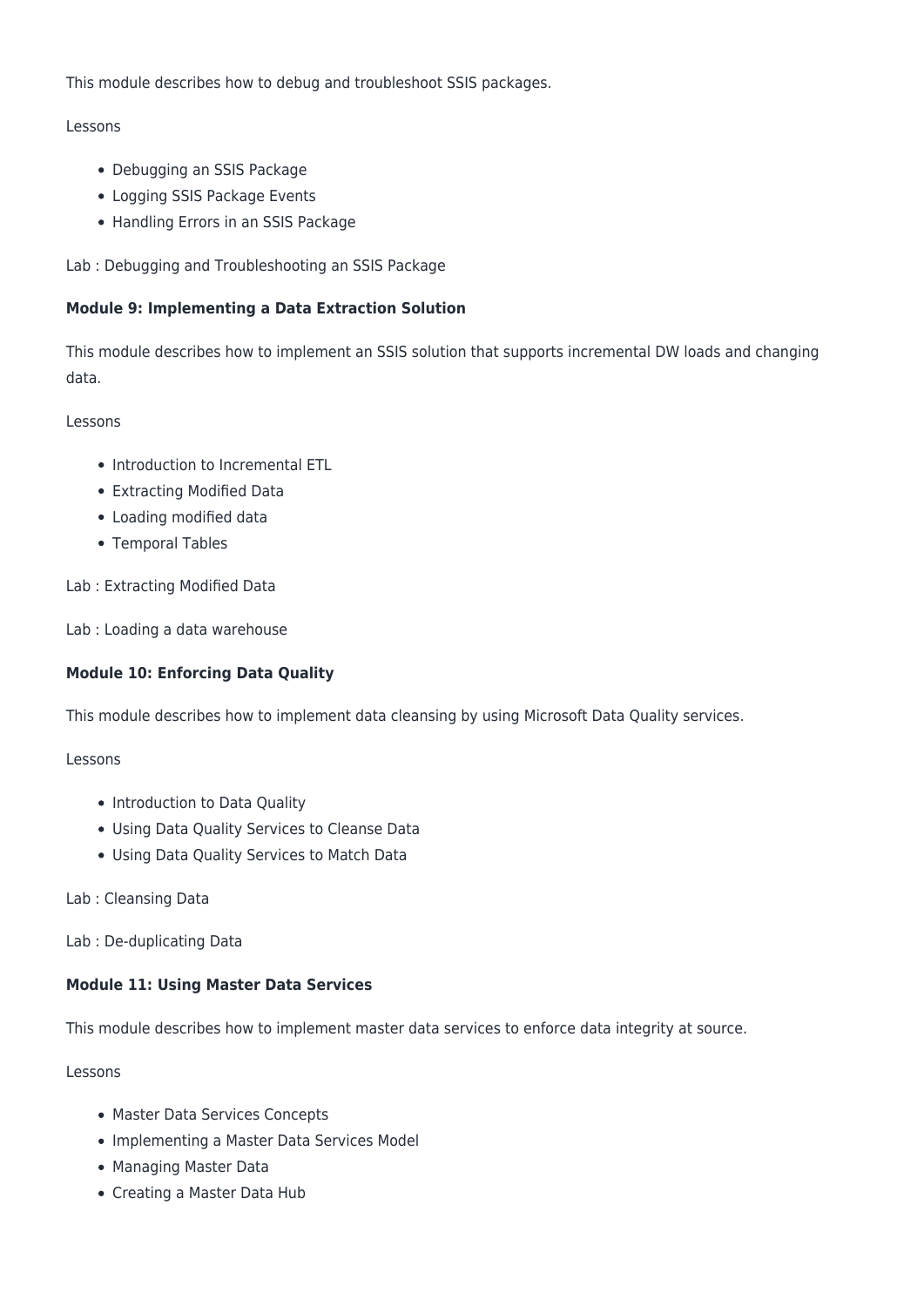This module describes how to debug and troubleshoot SSIS packages.

Lessons

- Debugging an SSIS Package
- Logging SSIS Package Events
- Handling Errors in an SSIS Package

Lab : Debugging and Troubleshooting an SSIS Package

**Module 9: Implementing a Data Extraction Solution**

This module describes how to implement an SSIS solution that supports incremental DW loads and changing data.

Lessons

- Introduction to Incremental ETL
- Extracting Modified Data
- Loading modified data
- Temporal Tables

Lab : Extracting Modified Data

Lab : Loading a data warehouse

**Module 10: Enforcing Data Quality**

This module describes how to implement data cleansing by using Microsoft Data Quality services.

Lessons

- Introduction to Data Quality
- Using Data Quality Services to Cleanse Data
- Using Data Quality Services to Match Data

Lab : Cleansing Data

Lab : De-duplicating Data

**Module 11: Using Master Data Services**

This module describes how to implement master data services to enforce data integrity at source.

Lessons

- Master Data Services Concepts
- Implementing a Master Data Services Model
- Managing Master Data
- Creating a Master Data Hub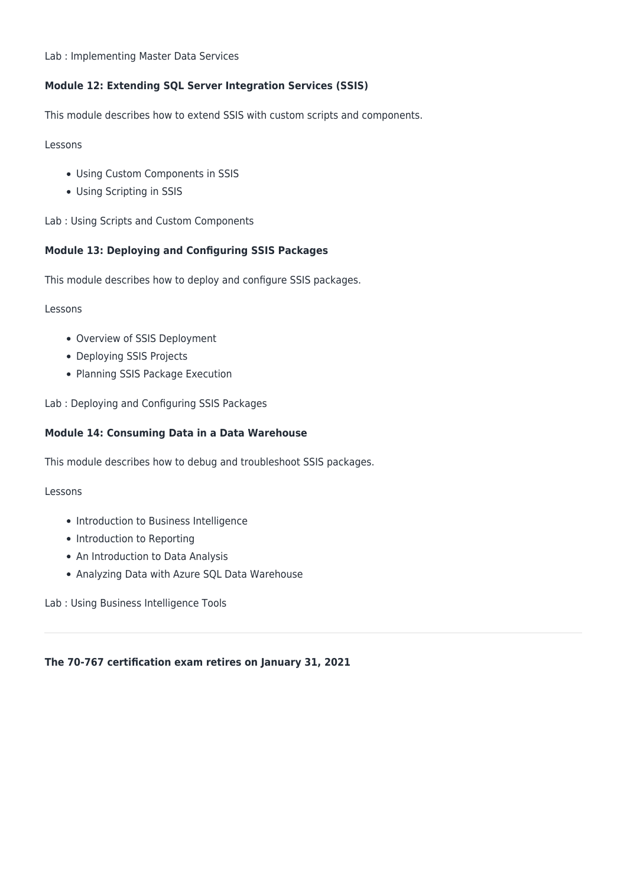Lab : Implementing Master Data Services

**Module 12: Extending SQL Server Integration Services (SSIS)**

This module describes how to extend SSIS with custom scripts and components.

Lessons

- Using Custom Components in SSIS
- Using Scripting in SSIS

Lab : Using Scripts and Custom Components

**Module 13: Deploying and Configuring SSIS Packages**

This module describes how to deploy and configure SSIS packages.

Lessons

- Overview of SSIS Deployment
- Deploying SSIS Projects
- Planning SSIS Package Execution

Lab : Deploying and Configuring SSIS Packages

**Module 14: Consuming Data in a Data Warehouse**

This module describes how to debug and troubleshoot SSIS packages.

Lessons

- Introduction to Business Intelligence
- Introduction to Reporting
- An Introduction to Data Analysis
- Analyzing Data with Azure SQL Data Warehouse

Lab : Using Business Intelligence Tools

---

**The 70-767 certification exam retires on January 31, 2021**